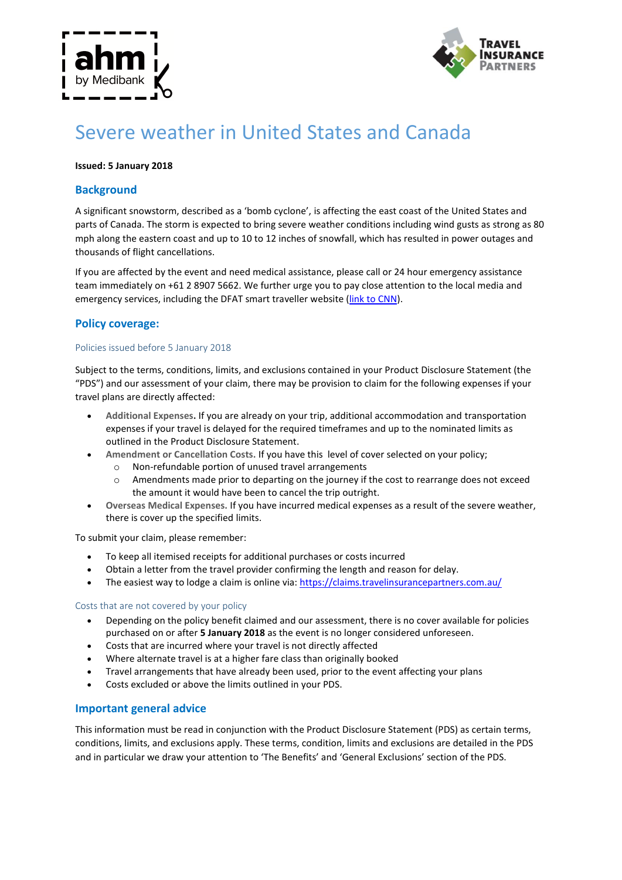# Severe weather in United States and Canada

**Issued: 5 January 2018**

## Background

A significant snowstorm, described as a 'bomb cyclone', is affecting the east coast of the United States and parts of Canada. The storm is expected to bring severe weather conditions including wind gusts as strong as 80 mph along the eastern coast and up to 10 to 12 inches of snowfall, which has resulted in power outages and thousands of flight cancellations.

If you are affected by the event and need medical assistance, please call or 24 hour emergency assistance team immediately on +61 2 8907 5662. We further urge you to pay close attention to the local media and emergency services, including the DFAT smart traveller website (link to CNN).

## Policy coverage:

### Policies issued before 5 January 2018

Subject to the terms, conditions, limits, and exclusions contained in your Product Disclosure Statement (the "PDS") and our assessment of your claim, there may be provision to claim for the following expenses if your travel plans are directly affected:

- **Additional Expenses.** If you are already on your trip, additional accommodation and transportation expenses if your travel is delayed for the required timeframes and up to the nominated limits as outlined in the Product Disclosure Statement.
- **Amendment or Cancellation Costs.** If you have this level of cover selected on your policy;
  - Non-refundable portion of unused travel arrangements
  - Amendments made prior to departing on the journey if the cost to rearrange does not exceed the amount it would have been to cancel the trip outright.
- **Overseas Medical Expenses.** If you have incurred medical expenses as a result of the severe weather, there is cover up the specified limits.

To submit your claim, please remember:

- To keep all itemised receipts for additional purchases or costs incurred
- Obtain a letter from the travel provider confirming the length and reason for delay.
- The easiest way to lodge a claim is online via: https://claims.travelinsurancepartners.com.au/

### Costs that are not covered by your policy

- Depending on the policy benefit claimed and our assessment, there is no cover available for policies purchased on or after **5 January 2018** as the event is no longer considered unforeseen.
- Costs that are incurred where your travel is not directly affected
- Where alternate travel is at a higher fare class than originally booked
- Travel arrangements that have already been used, prior to the event affecting your plans
- Costs excluded or above the limits outlined in your PDS.

## Important general advice

This information must be read in conjunction with the Product Disclosure Statement (PDS) as certain terms, conditions, limits, and exclusions apply. These terms, condition, limits and exclusions are detailed in the PDS and in particular we draw your attention to 'The Benefits' and 'General Exclusions' section of the PDS.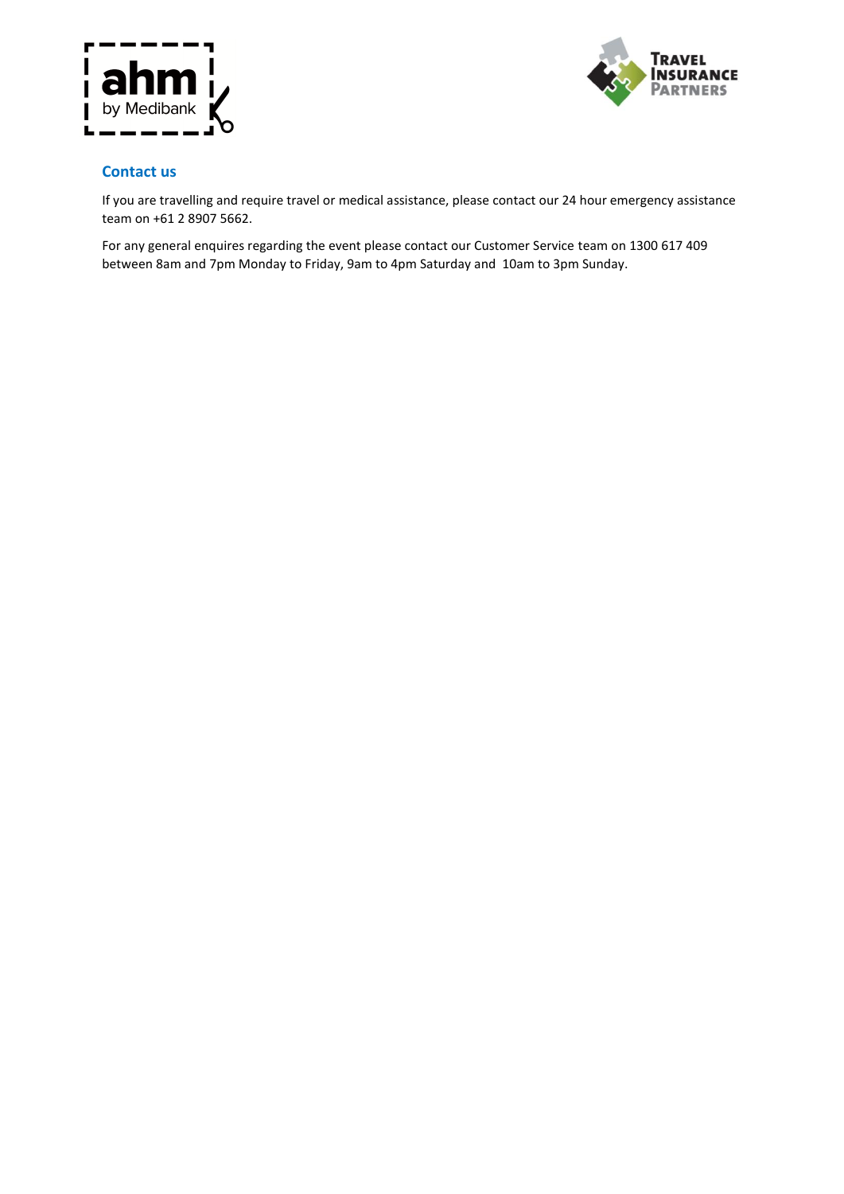## Contact us

If you are travelling and require travel or medical assistance, please contact our 24 hour emergency assistance team on +61 2 8907 5662.

For any general enquires regarding the event please contact our Customer Service team on 1300 617 409 between 8am and 7pm Monday to Friday, 9am to 4pm Saturday and 10am to 3pm Sunday.